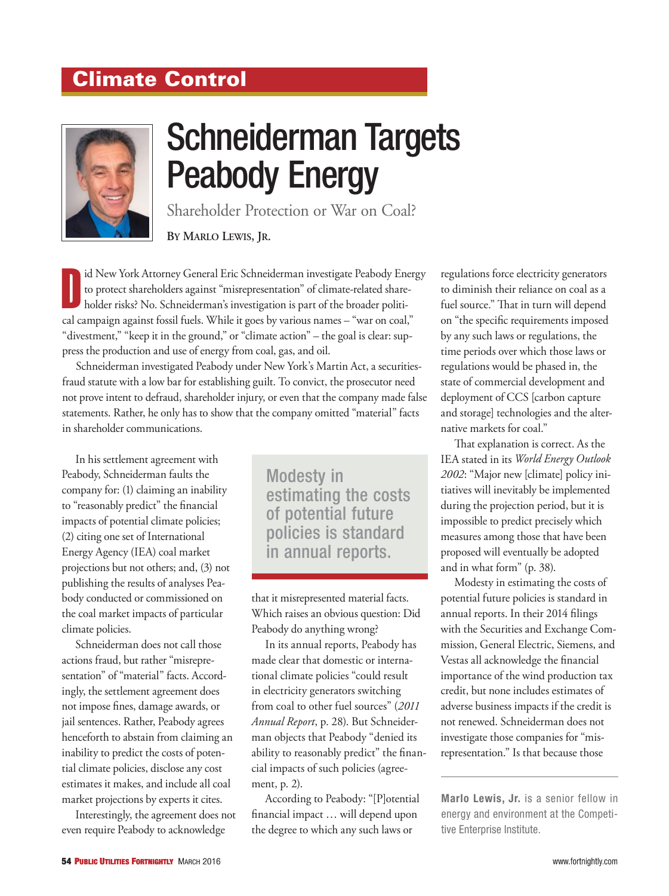Climate Control

# Schneiderman Targets Peabody Energy

## Shareholder Protection or War on Coal?

**By Marlo Lewis, Jr.**

Did New York Attorney General Eric Schneiderman investigate Peabody Energy to protect shareholders against "misrepresentation" of climate-related shareholder risks? No. Schneiderman's investigation is part of the broader political campaign against fossil fuels. While it goes by various names – "war on coal," "divestment," "keep it in the ground," or "climate action" – the goal is clear: suppress the production and use of energy from coal, gas, and oil.

Schneiderman investigated Peabody under New York's Martin Act, a securities-fraud statute with a low bar for establishing guilt. To convict, the prosecutor need not prove intent to defraud, shareholder injury, or even that the company made false statements. Rather, he only has to show that the company omitted "material" facts in shareholder communications.

In his settlement agreement with Peabody, Schneiderman faults the company for: (1) claiming an inability to "reasonably predict" the financial impacts of potential climate policies; (2) citing one set of International Energy Agency (IEA) coal market projections but not others; and, (3) not publishing the results of analyses Peabody conducted or commissioned on the coal market impacts of particular climate policies.

Schneiderman does not call those actions fraud, but rather "misrepresentation" of "material" facts. Accordingly, the settlement agreement does not impose fines, damage awards, or jail sentences. Rather, Peabody agrees henceforth to abstain from claiming an inability to predict the costs of potential climate policies, disclose any cost estimates it makes, and include all coal market projections by experts it cites.

Interestingly, the agreement does not even require Peabody to acknowledge that it misrepresented material facts. Which raises an obvious question: Did Peabody do anything wrong?

> Modesty in estimating the costs of potential future policies is standard in annual reports.

In its annual reports, Peabody has made clear that domestic or international climate policies "could result in electricity generators switching from coal to other fuel sources" (*2011 Annual Report*, p. 28). But Schneiderman objects that Peabody "denied its ability to reasonably predict" the financial impacts of such policies (agreement, p. 2).

According to Peabody: "[P]otential financial impact … will depend upon the degree to which any such laws or regulations force electricity generators to diminish their reliance on coal as a fuel source." That in turn will depend on "the specific requirements imposed by any such laws or regulations, the time periods over which those laws or regulations would be phased in, the state of commercial development and deployment of CCS [carbon capture and storage] technologies and the alternative markets for coal."

That explanation is correct. As the IEA stated in its *World Energy Outlook 2002*: "Major new [climate] policy initiatives will inevitably be implemented during the projection period, but it is impossible to predict precisely which measures among those that have been proposed will eventually be adopted and in what form" (p. 38).

Modesty in estimating the costs of potential future policies is standard in annual reports. In their 2014 filings with the Securities and Exchange Commission, General Electric, Siemens, and Vestas all acknowledge the financial importance of the wind production tax credit, but none includes estimates of adverse business impacts if the credit is not renewed. Schneiderman does not investigate those companies for "misrepresentation." Is that because those

---

**Marlo Lewis, Jr.** is a senior fellow in energy and environment at the Competitive Enterprise Institute.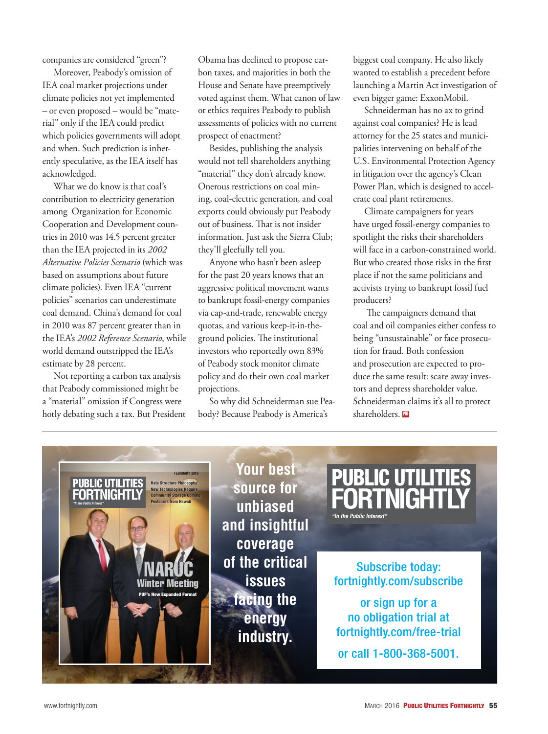companies are considered "green"?

Moreover, Peabody's omission of IEA coal market projections under climate policies not yet implemented – or even proposed – would be "material" only if the IEA could predict which policies governments will adopt and when. Such prediction is inherently speculative, as the IEA itself has acknowledged.

What we do know is that coal's contribution to electricity generation among Organization for Economic Cooperation and Development countries in 2010 was 14.5 percent greater than the IEA projected in its *2002 Alternative Policies Scenario* (which was based on assumptions about future climate policies). Even IEA "current policies" scenarios can underestimate coal demand. China's demand for coal in 2010 was 87 percent greater than in the IEA's *2002 Reference Scenario*, while world demand outstripped the IEA's estimate by 28 percent.

Not reporting a carbon tax analysis that Peabody commissioned might be a "material" omission if Congress were hotly debating such a tax. But President Obama has declined to propose carbon taxes, and majorities in both the House and Senate have preemptively voted against them. What canon of law or ethics requires Peabody to publish assessments of policies with no current prospect of enactment?

Besides, publishing the analysis would not tell shareholders anything "material" they don't already know. Onerous restrictions on coal mining, coal-electric generation, and coal exports could obviously put Peabody out of business. That is not insider information. Just ask the Sierra Club; they'll gleefully tell you.

Anyone who hasn't been asleep for the past 20 years knows that an aggressive political movement wants to bankrupt fossil-energy companies via cap-and-trade, renewable energy quotas, and various keep-it-in-the-ground policies. The institutional investors who reportedly own 83% of Peabody stock monitor climate policy and do their own coal market projections.

So why did Schneiderman sue Peabody? Because Peabody is America's biggest coal company. He also likely wanted to establish a precedent before launching a Martin Act investigation of even bigger game: ExxonMobil.

Schneiderman has no ax to grind against coal companies? He is lead attorney for the 25 states and municipalities intervening on behalf of the U.S. Environmental Protection Agency in litigation over the agency's Clean Power Plan, which is designed to accelerate coal plant retirements.

Climate campaigners for years have urged fossil-energy companies to spotlight the risks their shareholders will face in a carbon-constrained world. But who created those risks in the first place if not the same politicians and activists trying to bankrupt fossil fuel producers?

The campaigners demand that coal and oil companies either confess to being "unsustainable" or face prosecution for fraud. Both confession and prosecution are expected to produce the same result: scare away investors and depress shareholder value. Schneiderman claims it's all to protect shareholders.

---

**Your best source for unbiased and insightful coverage of the critical issues facing the energy industry.**

**PUBLIC UTILITIES FORTNIGHTLY**
*"In the Public Interest"*

Subscribe today: fortnightly.com/subscribe

or sign up for a no obligation trial at fortnightly.com/free-trial

or call 1-800-368-5001.